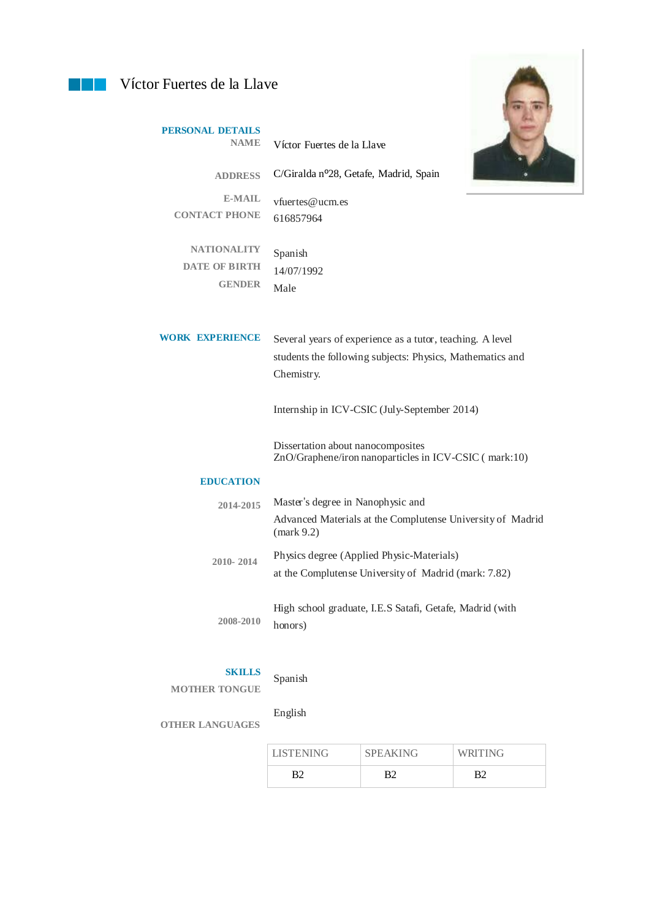# Víctor Fuertes de la Llave

## PERSONAL DETAILS

**NAME** Víctor Fuertes de la Llave

**ADDRESS** C/Giralda nº28, Getafe, Madrid, Spain

**E-MAIL** vfuertes@ucm.es

**CONTACT PHONE** 616857964

**NATIONALITY** Spanish

**DATE OF BIRTH** 14/07/1992

**GENDER** Male

## WORK EXPERIENCE

Several years of experience as a tutor, teaching. A level students the following subjects: Physics, Mathematics and Chemistry.

Internship in ICV-CSIC (July-September 2014)

Dissertation about nanocomposites ZnO/Graphene/iron nanoparticles in ICV-CSIC ( mark:10)

## EDUCATION

**2014-2015** Master's degree in Nanophysic and Advanced Materials at the Complutense University of Madrid (mark 9.2)

**2010- 2014** Physics degree (Applied Physic-Materials) at the Complutense University of Madrid (mark: 7.82)

**2008-2010** High school graduate, I.E.S Satafi, Getafe, Madrid (with honors)

## SKILLS

**MOTHER TONGUE** Spanish

**OTHER LANGUAGES** English

| LISTENING | SPEAKING | WRITING |
| --- | --- | --- |
| B2 | B2 | B2 |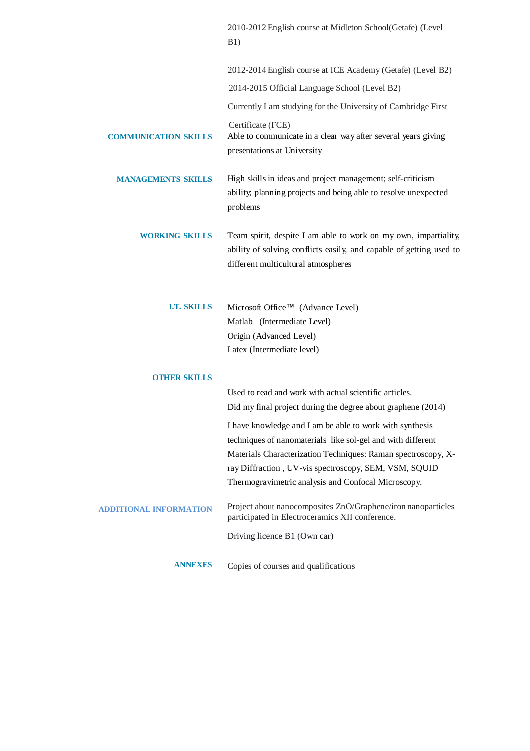2010-2012 English course at Midleton School(Getafe) (Level B1)

2012-2014 English course at ICE Academy (Getafe) (Level B2)

2014-2015 Official Language School (Level B2)

Currently I am studying for the University of Cambridge First Certificate (FCE)

**COMMUNICATION SKILLS**

Able to communicate in a clear way after several years giving presentations at University

**MANAGEMENTS SKILLS**

High skills in ideas and project management; self-criticism ability; planning projects and being able to resolve unexpected problems

**WORKING SKILLS**

Team spirit, despite I am able to work on my own, impartiality, ability of solving conflicts easily, and capable of getting used to different multicultural atmospheres

**I.T. SKILLS**

Microsoft Office™ (Advance Level)
Matlab (Intermediate Level)
Origin (Advanced Level)
Latex (Intermediate level)

**OTHER SKILLS**

Used to read and work with actual scientific articles.
Did my final project during the degree about graphene (2014)

I have knowledge and I am be able to work with synthesis techniques of nanomaterials like sol-gel and with different Materials Characterization Techniques: Raman spectroscopy, X-ray Diffraction , UV-vis spectroscopy, SEM, VSM, SQUID Thermogravimetric analysis and Confocal Microscopy.

**ADDITIONAL INFORMATION**

Project about nanocomposites ZnO/Graphene/iron nanoparticles participated in Electroceramics XII conference.

Driving licence B1 (Own car)

**ANNEXES**

Copies of courses and qualifications